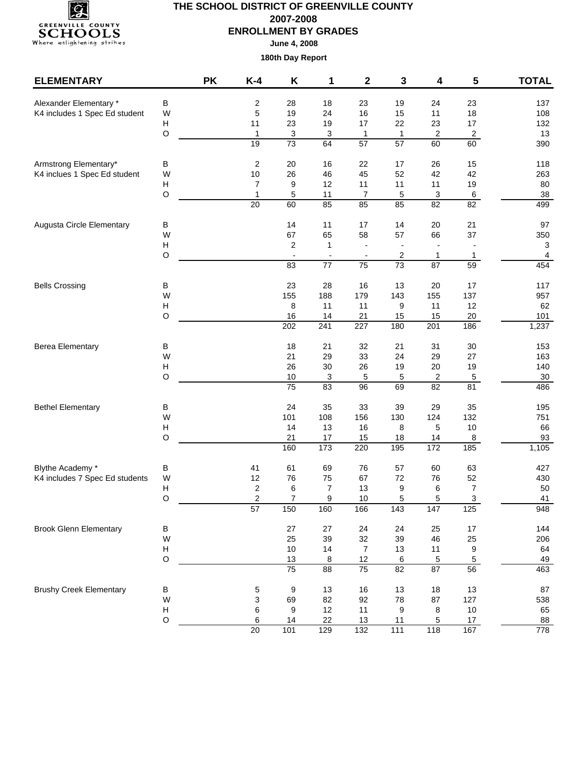# THE SCHOOL DISTRICT OF GREENVILLE COUNTY

## 2007-2008

## ENROLLMENT BY GRADES

**June 4, 2008**

**180th Day Report**

| ELEMENTARY | | PK | K-4 | K | 1 | 2 | 3 | 4 | 5 | TOTAL |
|---|---|---|---|---|---|---|---|---|---|---|
| Alexander Elementary * | B | | 2 | 28 | 18 | 23 | 19 | 24 | 23 | 137 |
| K4 includes 1 Spec Ed student | W | | 5 | 19 | 24 | 16 | 15 | 11 | 18 | 108 |
| | H | | 11 | 23 | 19 | 17 | 22 | 23 | 17 | 132 |
| | O | | 1 | 3 | 3 | 1 | 1 | 2 | 2 | 13 |
| | | | 19 | 73 | 64 | 57 | 57 | 60 | 60 | 390 |
| Armstrong Elementary* | B | | 2 | 20 | 16 | 22 | 17 | 26 | 15 | 118 |
| K4 inclues 1 Spec Ed student | W | | 10 | 26 | 46 | 45 | 52 | 42 | 42 | 263 |
| | H | | 7 | 9 | 12 | 11 | 11 | 11 | 19 | 80 |
| | O | | 1 | 5 | 11 | 7 | 5 | 3 | 6 | 38 |
| | | | 20 | 60 | 85 | 85 | 85 | 82 | 82 | 499 |
| Augusta Circle Elementary | B | | | 14 | 11 | 17 | 14 | 20 | 21 | 97 |
| | W | | | 67 | 65 | 58 | 57 | 66 | 37 | 350 |
| | H | | | 2 | 1 | - | - | - | - | 3 |
| | O | | | - | - | - | 2 | 1 | 1 | 4 |
| | | | | 83 | 77 | 75 | 73 | 87 | 59 | 454 |
| Bells Crossing | B | | | 23 | 28 | 16 | 13 | 20 | 17 | 117 |
| | W | | | 155 | 188 | 179 | 143 | 155 | 137 | 957 |
| | H | | | 8 | 11 | 11 | 9 | 11 | 12 | 62 |
| | O | | | 16 | 14 | 21 | 15 | 15 | 20 | 101 |
| | | | | 202 | 241 | 227 | 180 | 201 | 186 | 1,237 |
| Berea Elementary | B | | | 18 | 21 | 32 | 21 | 31 | 30 | 153 |
| | W | | | 21 | 29 | 33 | 24 | 29 | 27 | 163 |
| | H | | | 26 | 30 | 26 | 19 | 20 | 19 | 140 |
| | O | | | 10 | 3 | 5 | 5 | 2 | 5 | 30 |
| | | | | 75 | 83 | 96 | 69 | 82 | 81 | 486 |
| Bethel Elementary | B | | | 24 | 35 | 33 | 39 | 29 | 35 | 195 |
| | W | | | 101 | 108 | 156 | 130 | 124 | 132 | 751 |
| | H | | | 14 | 13 | 16 | 8 | 5 | 10 | 66 |
| | O | | | 21 | 17 | 15 | 18 | 14 | 8 | 93 |
| | | | | 160 | 173 | 220 | 195 | 172 | 185 | 1,105 |
| Blythe Academy * | B | | 41 | 61 | 69 | 76 | 57 | 60 | 63 | 427 |
| K4 includes 7 Spec Ed students | W | | 12 | 76 | 75 | 67 | 72 | 76 | 52 | 430 |
| | H | | 2 | 6 | 7 | 13 | 9 | 6 | 7 | 50 |
| | O | | 2 | 7 | 9 | 10 | 5 | 5 | 3 | 41 |
| | | | 57 | 150 | 160 | 166 | 143 | 147 | 125 | 948 |
| Brook Glenn Elementary | B | | | 27 | 27 | 24 | 24 | 25 | 17 | 144 |
| | W | | | 25 | 39 | 32 | 39 | 46 | 25 | 206 |
| | H | | | 10 | 14 | 7 | 13 | 11 | 9 | 64 |
| | O | | | 13 | 8 | 12 | 6 | 5 | 5 | 49 |
| | | | | 75 | 88 | 75 | 82 | 87 | 56 | 463 |
| Brushy Creek Elementary | B | | 5 | 9 | 13 | 16 | 13 | 18 | 13 | 87 |
| | W | | 3 | 69 | 82 | 92 | 78 | 87 | 127 | 538 |
| | H | | 6 | 9 | 12 | 11 | 9 | 8 | 10 | 65 |
| | O | | 6 | 14 | 22 | 13 | 11 | 5 | 17 | 88 |
| | | | 20 | 101 | 129 | 132 | 111 | 118 | 167 | 778 |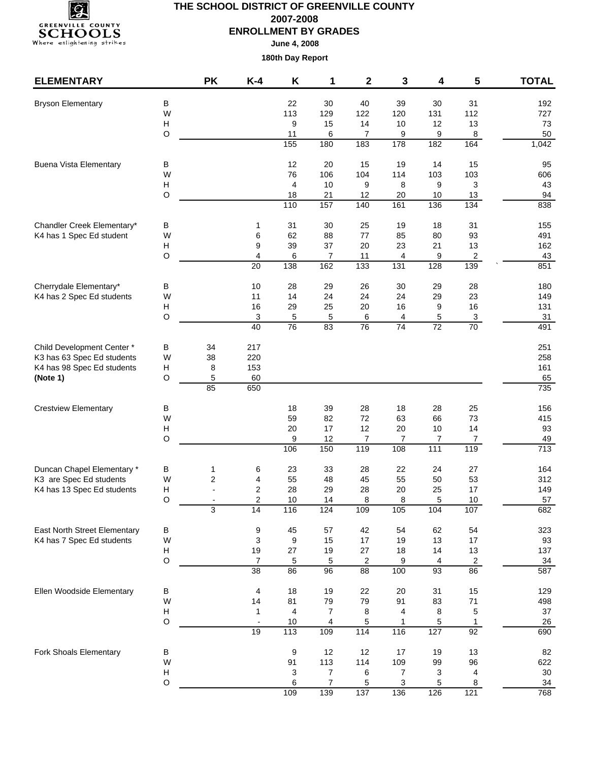# THE SCHOOL DISTRICT OF GREENVILLE COUNTY

## 2007-2008

## ENROLLMENT BY GRADES

**June 4, 2008**

**180th Day Report**

| ELEMENTARY | | PK | K-4 | K | 1 | 2 | 3 | 4 | 5 | TOTAL |
|---|---|---|---|---|---|---|---|---|---|---|
| Bryson Elementary | B | | | 22 | 30 | 40 | 39 | 30 | 31 | 192 |
| | W | | | 113 | 129 | 122 | 120 | 131 | 112 | 727 |
| | H | | | 9 | 15 | 14 | 10 | 12 | 13 | 73 |
| | O | | | 11 | 6 | 7 | 9 | 9 | 8 | 50 |
| | | | | 155 | 180 | 183 | 178 | 182 | 164 | 1,042 |
| Buena Vista Elementary | B | | | 12 | 20 | 15 | 19 | 14 | 15 | 95 |
| | W | | | 76 | 106 | 104 | 114 | 103 | 103 | 606 |
| | H | | | 4 | 10 | 9 | 8 | 9 | 3 | 43 |
| | O | | | 18 | 21 | 12 | 20 | 10 | 13 | 94 |
| | | | | 110 | 157 | 140 | 161 | 136 | 134 | 838 |
| Chandler Creek Elementary* | B | | 1 | 31 | 30 | 25 | 19 | 18 | 31 | 155 |
| K4 has 1 Spec Ed student | W | | 6 | 62 | 88 | 77 | 85 | 80 | 93 | 491 |
| | H | | 9 | 39 | 37 | 20 | 23 | 21 | 13 | 162 |
| | O | | 4 | 6 | 7 | 11 | 4 | 9 | 2 | 43 |
| | | | 20 | 138 | 162 | 133 | 131 | 128 | 139 | 851 |
| Cherrydale Elementary* | B | | 10 | 28 | 29 | 26 | 30 | 29 | 28 | 180 |
| K4 has 2 Spec Ed students | W | | 11 | 14 | 24 | 24 | 24 | 29 | 23 | 149 |
| | H | | 16 | 29 | 25 | 20 | 16 | 9 | 16 | 131 |
| | O | | 3 | 5 | 5 | 6 | 4 | 5 | 3 | 31 |
| | | | 40 | 76 | 83 | 76 | 74 | 72 | 70 | 491 |
| Child Development Center * | B | 34 | 217 | | | | | | | 251 |
| K3 has 63 Spec Ed students | W | 38 | 220 | | | | | | | 258 |
| K4 has 98 Spec Ed students | H | 8 | 153 | | | | | | | 161 |
| **(Note 1)** | O | 5 | 60 | | | | | | | 65 |
| | | 85 | 650 | | | | | | | 735 |
| Crestview Elementary | B | | | 18 | 39 | 28 | 18 | 28 | 25 | 156 |
| | W | | | 59 | 82 | 72 | 63 | 66 | 73 | 415 |
| | H | | | 20 | 17 | 12 | 20 | 10 | 14 | 93 |
| | O | | | 9 | 12 | 7 | 7 | 7 | 7 | 49 |
| | | | | 106 | 150 | 119 | 108 | 111 | 119 | 713 |
| Duncan Chapel Elementary * | B | 1 | 6 | 23 | 33 | 28 | 22 | 24 | 27 | 164 |
| K3 are Spec Ed students | W | 2 | 4 | 55 | 48 | 45 | 55 | 50 | 53 | 312 |
| K4 has 13 Spec Ed students | H | - | 2 | 28 | 29 | 28 | 20 | 25 | 17 | 149 |
| | O | - | 2 | 10 | 14 | 8 | 8 | 5 | 10 | 57 |
| | | 3 | 14 | 116 | 124 | 109 | 105 | 104 | 107 | 682 |
| East North Street Elementary | B | | 9 | 45 | 57 | 42 | 54 | 62 | 54 | 323 |
| K4 has 7 Spec Ed students | W | | 3 | 9 | 15 | 17 | 19 | 13 | 17 | 93 |
| | H | | 19 | 27 | 19 | 27 | 18 | 14 | 13 | 137 |
| | O | | 7 | 5 | 5 | 2 | 9 | 4 | 2 | 34 |
| | | | 38 | 86 | 96 | 88 | 100 | 93 | 86 | 587 |
| Ellen Woodside Elementary | B | | 4 | 18 | 19 | 22 | 20 | 31 | 15 | 129 |
| | W | | 14 | 81 | 79 | 79 | 91 | 83 | 71 | 498 |
| | H | | 1 | 4 | 7 | 8 | 4 | 8 | 5 | 37 |
| | O | | - | 10 | 4 | 5 | 1 | 5 | 1 | 26 |
| | | | 19 | 113 | 109 | 114 | 116 | 127 | 92 | 690 |
| Fork Shoals Elementary | B | | | 9 | 12 | 12 | 17 | 19 | 13 | 82 |
| | W | | | 91 | 113 | 114 | 109 | 99 | 96 | 622 |
| | H | | | 3 | 7 | 6 | 7 | 3 | 4 | 30 |
| | O | | | 6 | 7 | 5 | 3 | 5 | 8 | 34 |
| | | | | 109 | 139 | 137 | 136 | 126 | 121 | 768 |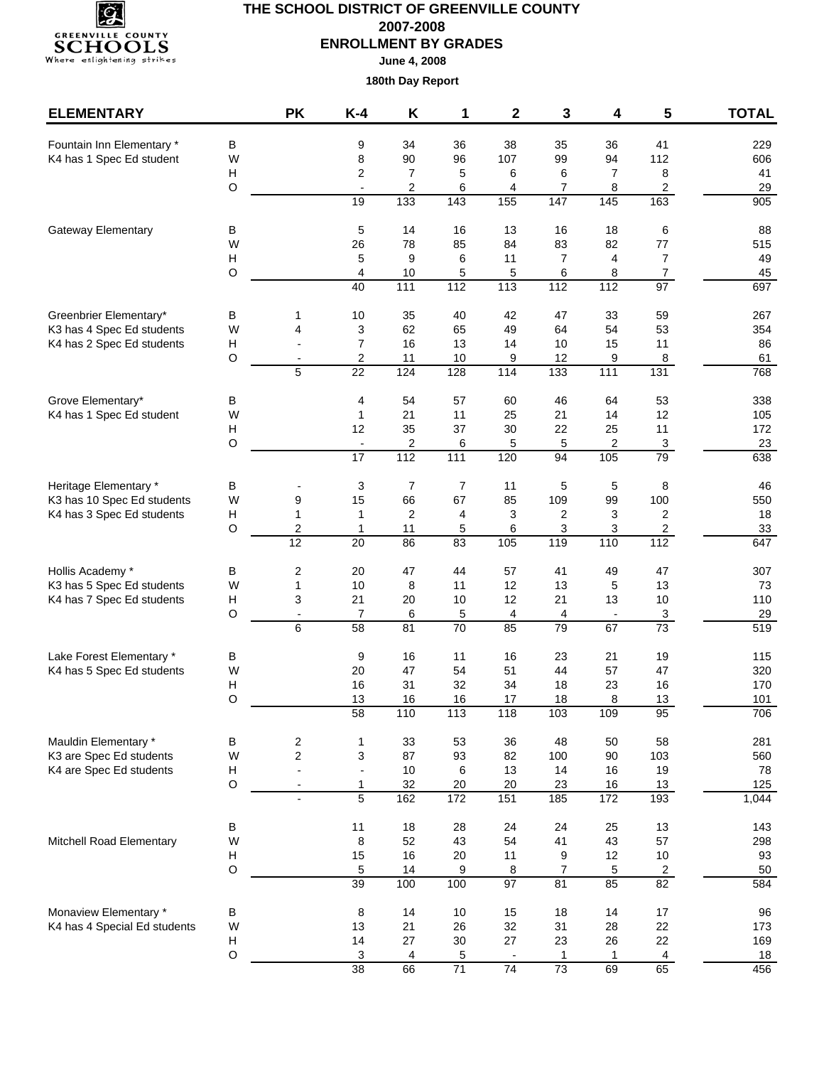# THE SCHOOL DISTRICT OF GREENVILLE COUNTY

## 2007-2008

## ENROLLMENT BY GRADES

**June 4, 2008**

**180th Day Report**

| ELEMENTARY | | PK | K-4 | K | 1 | 2 | 3 | 4 | 5 | TOTAL |
|---|---|---|---|---|---|---|---|---|---|---|
| Fountain Inn Elementary * | B | | 9 | 34 | 36 | 38 | 35 | 36 | 41 | 229 |
| K4 has 1 Spec Ed student | W | | 8 | 90 | 96 | 107 | 99 | 94 | 112 | 606 |
| | H | | 2 | 7 | 5 | 6 | 6 | 7 | 8 | 41 |
| | O | | - | 2 | 6 | 4 | 7 | 8 | 2 | 29 |
| | | | 19 | 133 | 143 | 155 | 147 | 145 | 163 | 905 |
| Gateway Elementary | B | | 5 | 14 | 16 | 13 | 16 | 18 | 6 | 88 |
| | W | | 26 | 78 | 85 | 84 | 83 | 82 | 77 | 515 |
| | H | | 5 | 9 | 6 | 11 | 7 | 4 | 7 | 49 |
| | O | | 4 | 10 | 5 | 5 | 6 | 8 | 7 | 45 |
| | | | 40 | 111 | 112 | 113 | 112 | 112 | 97 | 697 |
| Greenbrier Elementary* | B | 1 | 10 | 35 | 40 | 42 | 47 | 33 | 59 | 267 |
| K3 has 4 Spec Ed students | W | 4 | 3 | 62 | 65 | 49 | 64 | 54 | 53 | 354 |
| K4 has 2 Spec Ed students | H | - | 7 | 16 | 13 | 14 | 10 | 15 | 11 | 86 |
| | O | - | 2 | 11 | 10 | 9 | 12 | 9 | 8 | 61 |
| | | 5 | 22 | 124 | 128 | 114 | 133 | 111 | 131 | 768 |
| Grove Elementary* | B | | 4 | 54 | 57 | 60 | 46 | 64 | 53 | 338 |
| K4 has 1 Spec Ed student | W | | 1 | 21 | 11 | 25 | 21 | 14 | 12 | 105 |
| | H | | 12 | 35 | 37 | 30 | 22 | 25 | 11 | 172 |
| | O | | - | 2 | 6 | 5 | 5 | 2 | 3 | 23 |
| | | | 17 | 112 | 111 | 120 | 94 | 105 | 79 | 638 |
| Heritage Elementary * | B | - | 3 | 7 | 7 | 11 | 5 | 5 | 8 | 46 |
| K3 has 10 Spec Ed students | W | 9 | 15 | 66 | 67 | 85 | 109 | 99 | 100 | 550 |
| K4 has 3 Spec Ed students | H | 1 | 1 | 2 | 4 | 3 | 2 | 3 | 2 | 18 |
| | O | 2 | 1 | 11 | 5 | 6 | 3 | 3 | 2 | 33 |
| | | 12 | 20 | 86 | 83 | 105 | 119 | 110 | 112 | 647 |
| Hollis Academy * | B | 2 | 20 | 47 | 44 | 57 | 41 | 49 | 47 | 307 |
| K3 has 5 Spec Ed students | W | 1 | 10 | 8 | 11 | 12 | 13 | 5 | 13 | 73 |
| K4 has 7 Spec Ed students | H | 3 | 21 | 20 | 10 | 12 | 21 | 13 | 10 | 110 |
| | O | - | 7 | 6 | 5 | 4 | 4 | - | 3 | 29 |
| | | 6 | 58 | 81 | 70 | 85 | 79 | 67 | 73 | 519 |
| Lake Forest Elementary * | B | | 9 | 16 | 11 | 16 | 23 | 21 | 19 | 115 |
| K4 has 5 Spec Ed students | W | | 20 | 47 | 54 | 51 | 44 | 57 | 47 | 320 |
| | H | | 16 | 31 | 32 | 34 | 18 | 23 | 16 | 170 |
| | O | | 13 | 16 | 16 | 17 | 18 | 8 | 13 | 101 |
| | | | 58 | 110 | 113 | 118 | 103 | 109 | 95 | 706 |
| Mauldin Elementary * | B | 2 | 1 | 33 | 53 | 36 | 48 | 50 | 58 | 281 |
| K3 are Spec Ed students | W | 2 | 3 | 87 | 93 | 82 | 100 | 90 | 103 | 560 |
| K4 are Spec Ed students | H | - | - | 10 | 6 | 13 | 14 | 16 | 19 | 78 |
| | O | - | 1 | 32 | 20 | 20 | 23 | 16 | 13 | 125 |
| | | - | 5 | 162 | 172 | 151 | 185 | 172 | 193 | 1,044 |
| | B | | 11 | 18 | 28 | 24 | 24 | 25 | 13 | 143 |
| Mitchell Road Elementary | W | | 8 | 52 | 43 | 54 | 41 | 43 | 57 | 298 |
| | H | | 15 | 16 | 20 | 11 | 9 | 12 | 10 | 93 |
| | O | | 5 | 14 | 9 | 8 | 7 | 5 | 2 | 50 |
| | | | 39 | 100 | 100 | 97 | 81 | 85 | 82 | 584 |
| Monaview Elementary * | B | | 8 | 14 | 10 | 15 | 18 | 14 | 17 | 96 |
| K4 has 4 Special Ed students | W | | 13 | 21 | 26 | 32 | 31 | 28 | 22 | 173 |
| | H | | 14 | 27 | 30 | 27 | 23 | 26 | 22 | 169 |
| | O | | 3 | 4 | 5 | - | 1 | 1 | 4 | 18 |
| | | | 38 | 66 | 71 | 74 | 73 | 69 | 65 | 456 |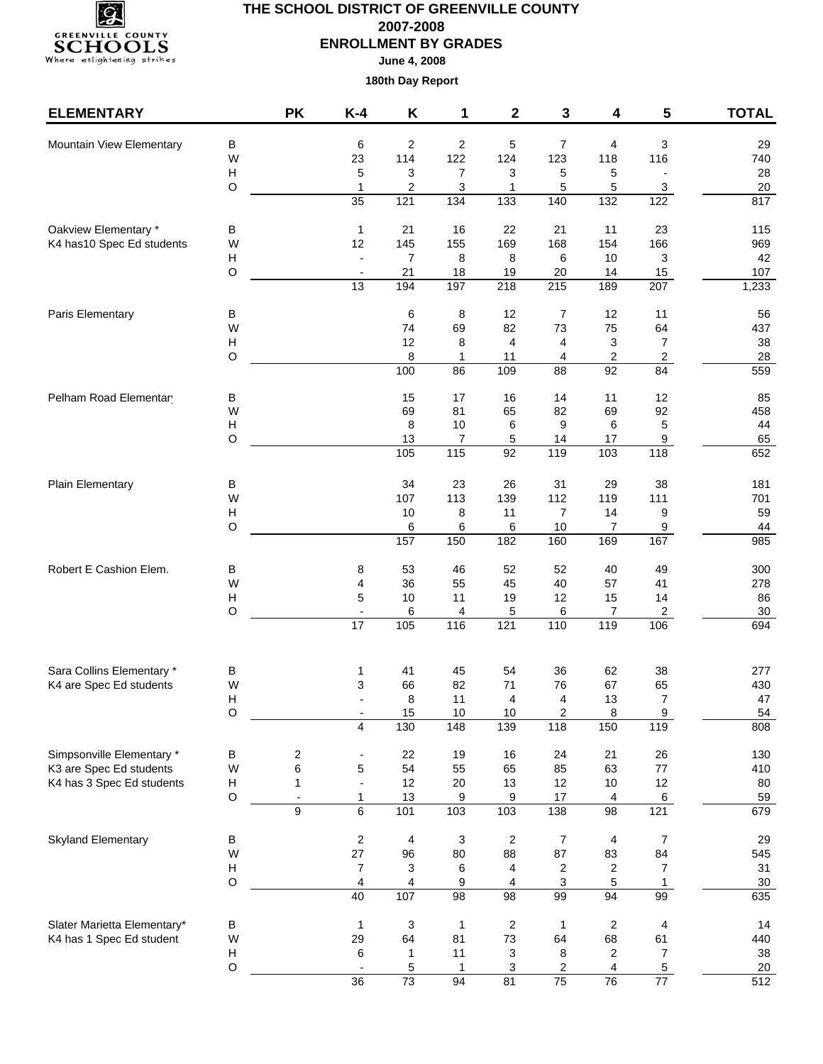# THE SCHOOL DISTRICT OF GREENVILLE COUNTY

## 2007-2008

## ENROLLMENT BY GRADES

**June 4, 2008**

**180th Day Report**

| ELEMENTARY | | PK | K-4 | K | 1 | 2 | 3 | 4 | 5 | TOTAL |
|---|---|---|---|---|---|---|---|---|---|---|
| Mountain View Elementary | B | | 6 | 2 | 2 | 5 | 7 | 4 | 3 | 29 |
| | W | | 23 | 114 | 122 | 124 | 123 | 118 | 116 | 740 |
| | H | | 5 | 3 | 7 | 3 | 5 | 5 | - | 28 |
| | O | | 1 | 2 | 3 | 1 | 5 | 5 | 3 | 20 |
| | | | 35 | 121 | 134 | 133 | 140 | 132 | 122 | 817 |
| Oakview Elementary * | B | | 1 | 21 | 16 | 22 | 21 | 11 | 23 | 115 |
| K4 has10 Spec Ed students | W | | 12 | 145 | 155 | 169 | 168 | 154 | 166 | 969 |
| | H | | - | 7 | 8 | 8 | 6 | 10 | 3 | 42 |
| | O | | - | 21 | 18 | 19 | 20 | 14 | 15 | 107 |
| | | | 13 | 194 | 197 | 218 | 215 | 189 | 207 | 1,233 |
| Paris Elementary | B | | | 6 | 8 | 12 | 7 | 12 | 11 | 56 |
| | W | | | 74 | 69 | 82 | 73 | 75 | 64 | 437 |
| | H | | | 12 | 8 | 4 | 4 | 3 | 7 | 38 |
| | O | | | 8 | 1 | 11 | 4 | 2 | 2 | 28 |
| | | | | 100 | 86 | 109 | 88 | 92 | 84 | 559 |
| Pelham Road Elementary | B | | | 15 | 17 | 16 | 14 | 11 | 12 | 85 |
| | W | | | 69 | 81 | 65 | 82 | 69 | 92 | 458 |
| | H | | | 8 | 10 | 6 | 9 | 6 | 5 | 44 |
| | O | | | 13 | 7 | 5 | 14 | 17 | 9 | 65 |
| | | | | 105 | 115 | 92 | 119 | 103 | 118 | 652 |
| Plain Elementary | B | | | 34 | 23 | 26 | 31 | 29 | 38 | 181 |
| | W | | | 107 | 113 | 139 | 112 | 119 | 111 | 701 |
| | H | | | 10 | 8 | 11 | 7 | 14 | 9 | 59 |
| | O | | | 6 | 6 | 6 | 10 | 7 | 9 | 44 |
| | | | | 157 | 150 | 182 | 160 | 169 | 167 | 985 |
| Robert E Cashion Elem. | B | | 8 | 53 | 46 | 52 | 52 | 40 | 49 | 300 |
| | W | | 4 | 36 | 55 | 45 | 40 | 57 | 41 | 278 |
| | H | | 5 | 10 | 11 | 19 | 12 | 15 | 14 | 86 |
| | O | | - | 6 | 4 | 5 | 6 | 7 | 2 | 30 |
| | | | 17 | 105 | 116 | 121 | 110 | 119 | 106 | 694 |
| Sara Collins Elementary * | B | | 1 | 41 | 45 | 54 | 36 | 62 | 38 | 277 |
| K4 are Spec Ed students | W | | 3 | 66 | 82 | 71 | 76 | 67 | 65 | 430 |
| | H | | - | 8 | 11 | 4 | 4 | 13 | 7 | 47 |
| | O | | - | 15 | 10 | 10 | 2 | 8 | 9 | 54 |
| | | | 4 | 130 | 148 | 139 | 118 | 150 | 119 | 808 |
| Simpsonville Elementary * | B | 2 | - | 22 | 19 | 16 | 24 | 21 | 26 | 130 |
| K3 are Spec Ed students | W | 6 | 5 | 54 | 55 | 65 | 85 | 63 | 77 | 410 |
| K4 has 3 Spec Ed students | H | 1 | - | 12 | 20 | 13 | 12 | 10 | 12 | 80 |
| | O | - | 1 | 13 | 9 | 9 | 17 | 4 | 6 | 59 |
| | | 9 | 6 | 101 | 103 | 103 | 138 | 98 | 121 | 679 |
| Skyland Elementary | B | | 2 | 4 | 3 | 2 | 7 | 4 | 7 | 29 |
| | W | | 27 | 96 | 80 | 88 | 87 | 83 | 84 | 545 |
| | H | | 7 | 3 | 6 | 4 | 2 | 2 | 7 | 31 |
| | O | | 4 | 4 | 9 | 4 | 3 | 5 | 1 | 30 |
| | | | 40 | 107 | 98 | 98 | 99 | 94 | 99 | 635 |
| Slater Marietta Elementary* | B | | 1 | 3 | 1 | 2 | 1 | 2 | 4 | 14 |
| K4 has 1 Spec Ed student | W | | 29 | 64 | 81 | 73 | 64 | 68 | 61 | 440 |
| | H | | 6 | 1 | 11 | 3 | 8 | 2 | 7 | 38 |
| | O | | - | 5 | 1 | 3 | 2 | 4 | 5 | 20 |
| | | | 36 | 73 | 94 | 81 | 75 | 76 | 77 | 512 |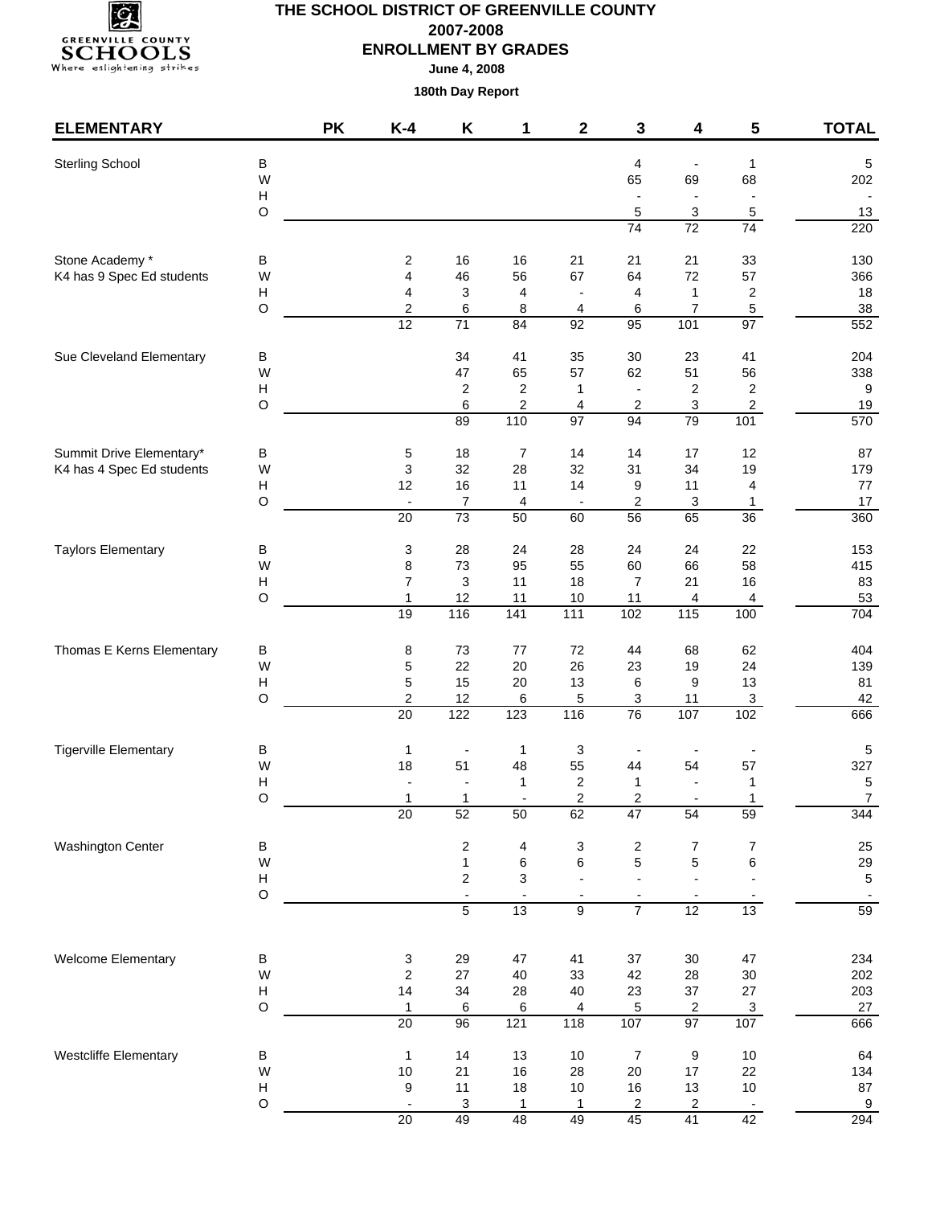# THE SCHOOL DISTRICT OF GREENVILLE COUNTY

## 2007-2008

## ENROLLMENT BY GRADES

**June 4, 2008**

**180th Day Report**

| ELEMENTARY | | PK | K-4 | K | 1 | 2 | 3 | 4 | 5 | TOTAL |
|---|---|---|---|---|---|---|---|---|---|---|
| Sterling School | B | | | | | | 4 | - | 1 | 5 |
| | W | | | | | | 65 | 69 | 68 | 202 |
| | H | | | | | | - | - | - | - |
| | O | | | | | | 5 | 3 | 5 | 13 |
| | | | | | | | 74 | 72 | 74 | 220 |
| Stone Academy * | B | | 2 | 16 | 16 | 21 | 21 | 21 | 33 | 130 |
| K4 has 9 Spec Ed students | W | | 4 | 46 | 56 | 67 | 64 | 72 | 57 | 366 |
| | H | | 4 | 3 | 4 | - | 4 | 1 | 2 | 18 |
| | O | | 2 | 6 | 8 | 4 | 6 | 7 | 5 | 38 |
| | | | 12 | 71 | 84 | 92 | 95 | 101 | 97 | 552 |
| Sue Cleveland Elementary | B | | | 34 | 41 | 35 | 30 | 23 | 41 | 204 |
| | W | | | 47 | 65 | 57 | 62 | 51 | 56 | 338 |
| | H | | | 2 | 2 | 1 | - | 2 | 2 | 9 |
| | O | | | 6 | 2 | 4 | 2 | 3 | 2 | 19 |
| | | | | 89 | 110 | 97 | 94 | 79 | 101 | 570 |
| Summit Drive Elementary* | B | | 5 | 18 | 7 | 14 | 14 | 17 | 12 | 87 |
| K4 has 4 Spec Ed students | W | | 3 | 32 | 28 | 32 | 31 | 34 | 19 | 179 |
| | H | | 12 | 16 | 11 | 14 | 9 | 11 | 4 | 77 |
| | O | | - | 7 | 4 | - | 2 | 3 | 1 | 17 |
| | | | 20 | 73 | 50 | 60 | 56 | 65 | 36 | 360 |
| Taylors Elementary | B | | 3 | 28 | 24 | 28 | 24 | 24 | 22 | 153 |
| | W | | 8 | 73 | 95 | 55 | 60 | 66 | 58 | 415 |
| | H | | 7 | 3 | 11 | 18 | 7 | 21 | 16 | 83 |
| | O | | 1 | 12 | 11 | 10 | 11 | 4 | 4 | 53 |
| | | | 19 | 116 | 141 | 111 | 102 | 115 | 100 | 704 |
| Thomas E Kerns Elementary | B | | 8 | 73 | 77 | 72 | 44 | 68 | 62 | 404 |
| | W | | 5 | 22 | 20 | 26 | 23 | 19 | 24 | 139 |
| | H | | 5 | 15 | 20 | 13 | 6 | 9 | 13 | 81 |
| | O | | 2 | 12 | 6 | 5 | 3 | 11 | 3 | 42 |
| | | | 20 | 122 | 123 | 116 | 76 | 107 | 102 | 666 |
| Tigerville Elementary | B | | 1 | - | 1 | 3 | - | - | - | 5 |
| | W | | 18 | 51 | 48 | 55 | 44 | 54 | 57 | 327 |
| | H | | - | - | 1 | 2 | 1 | - | 1 | 5 |
| | O | | 1 | 1 | - | 2 | 2 | - | 1 | 7 |
| | | | 20 | 52 | 50 | 62 | 47 | 54 | 59 | 344 |
| Washington Center | B | | | 2 | 4 | 3 | 2 | 7 | 7 | 25 |
| | W | | | 1 | 6 | 6 | 5 | 5 | 6 | 29 |
| | H | | | 2 | 3 | - | - | - | - | 5 |
| | O | | | - | - | - | - | - | - | - |
| | | | | 5 | 13 | 9 | 7 | 12 | 13 | 59 |
| Welcome Elementary | B | | 3 | 29 | 47 | 41 | 37 | 30 | 47 | 234 |
| | W | | 2 | 27 | 40 | 33 | 42 | 28 | 30 | 202 |
| | H | | 14 | 34 | 28 | 40 | 23 | 37 | 27 | 203 |
| | O | | 1 | 6 | 6 | 4 | 5 | 2 | 3 | 27 |
| | | | 20 | 96 | 121 | 118 | 107 | 97 | 107 | 666 |
| Westcliffe Elementary | B | | 1 | 14 | 13 | 10 | 7 | 9 | 10 | 64 |
| | W | | 10 | 21 | 16 | 28 | 20 | 17 | 22 | 134 |
| | H | | 9 | 11 | 18 | 10 | 16 | 13 | 10 | 87 |
| | O | | - | 3 | 1 | 1 | 2 | 2 | - | 9 |
| | | | 20 | 49 | 48 | 49 | 45 | 41 | 42 | 294 |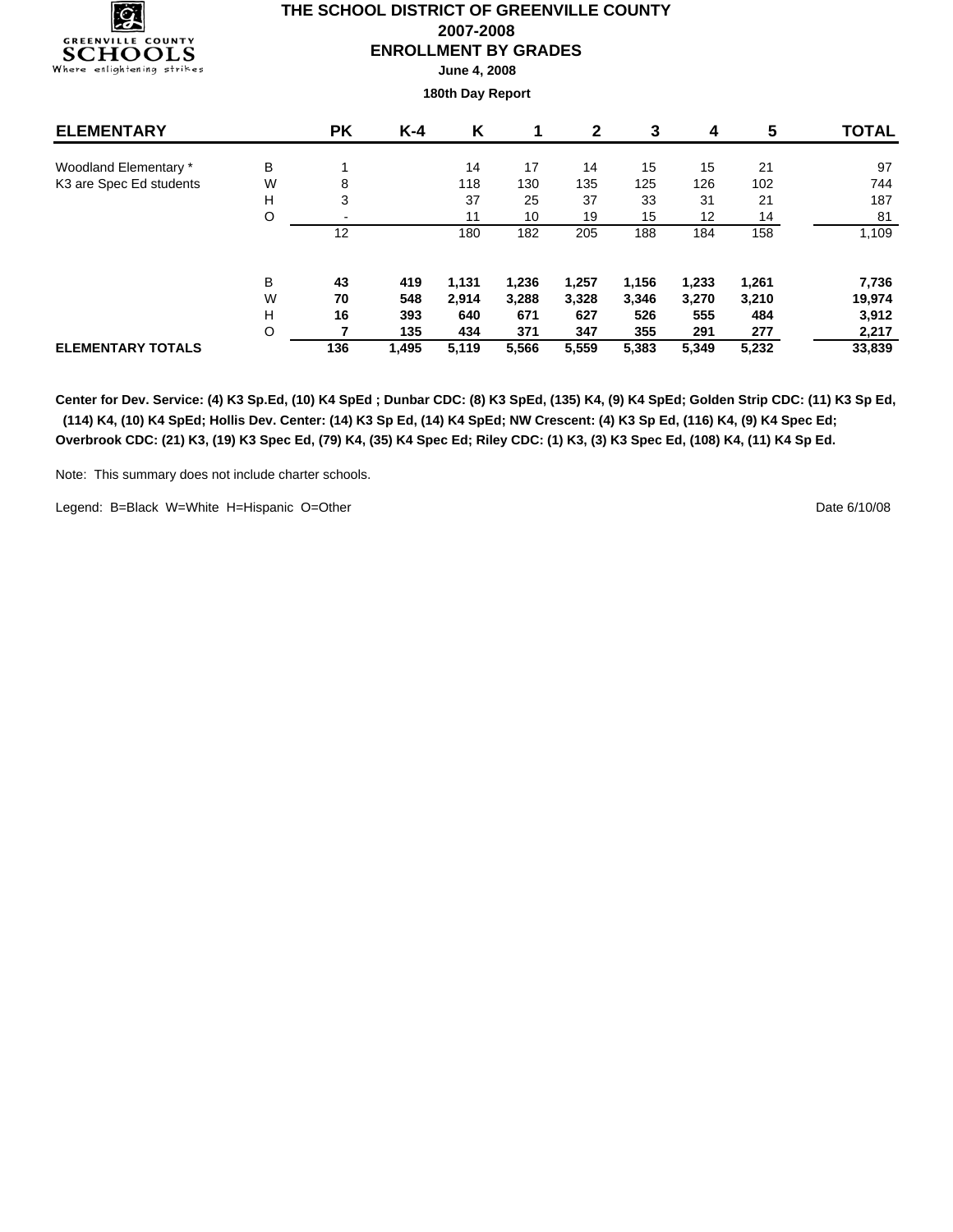THE SCHOOL DISTRICT OF GREENVILLE COUNTY

2007-2008

ENROLLMENT BY GRADES

June 4, 2008

180th Day Report

| ELEMENTARY | | PK | K-4 | K | 1 | 2 | 3 | 4 | 5 | TOTAL |
|---|---|---|---|---|---|---|---|---|---|---|
| Woodland Elementary * | B | 1 | | 14 | 17 | 14 | 15 | 15 | 21 | 97 |
| K3 are Spec Ed students | W | 8 | | 118 | 130 | 135 | 125 | 126 | 102 | 744 |
| | H | 3 | | 37 | 25 | 37 | 33 | 31 | 21 | 187 |
| | O | - | | 11 | 10 | 19 | 15 | 12 | 14 | 81 |
| | | 12 | | 180 | 182 | 205 | 188 | 184 | 158 | 1,109 |
| | B | **43** | **419** | **1,131** | **1,236** | **1,257** | **1,156** | **1,233** | **1,261** | **7,736** |
| | W | **70** | **548** | **2,914** | **3,288** | **3,328** | **3,346** | **3,270** | **3,210** | **19,974** |
| | H | **16** | **393** | **640** | **671** | **627** | **526** | **555** | **484** | **3,912** |
| | O | **7** | **135** | **434** | **371** | **347** | **355** | **291** | **277** | **2,217** |
| **ELEMENTARY TOTALS** | | **136** | **1,495** | **5,119** | **5,566** | **5,559** | **5,383** | **5,349** | **5,232** | **33,839** |

**Center for Dev. Service: (4) K3 Sp.Ed, (10) K4 SpEd ; Dunbar CDC: (8) K3 SpEd, (135) K4, (9) K4 SpEd; Golden Strip CDC: (11) K3 Sp Ed, (114) K4, (10) K4 SpEd; Hollis Dev. Center: (14) K3 Sp Ed, (14) K4 SpEd; NW Crescent: (4) K3 Sp Ed, (116) K4, (9) K4 Spec Ed; Overbrook CDC: (21) K3, (19) K3 Spec Ed, (79) K4, (35) K4 Spec Ed; Riley CDC: (1) K3, (3) K3 Spec Ed, (108) K4, (11) K4 Sp Ed.**

Note: This summary does not include charter schools.

Legend: B=Black W=White H=Hispanic O=Other

Date 6/10/08